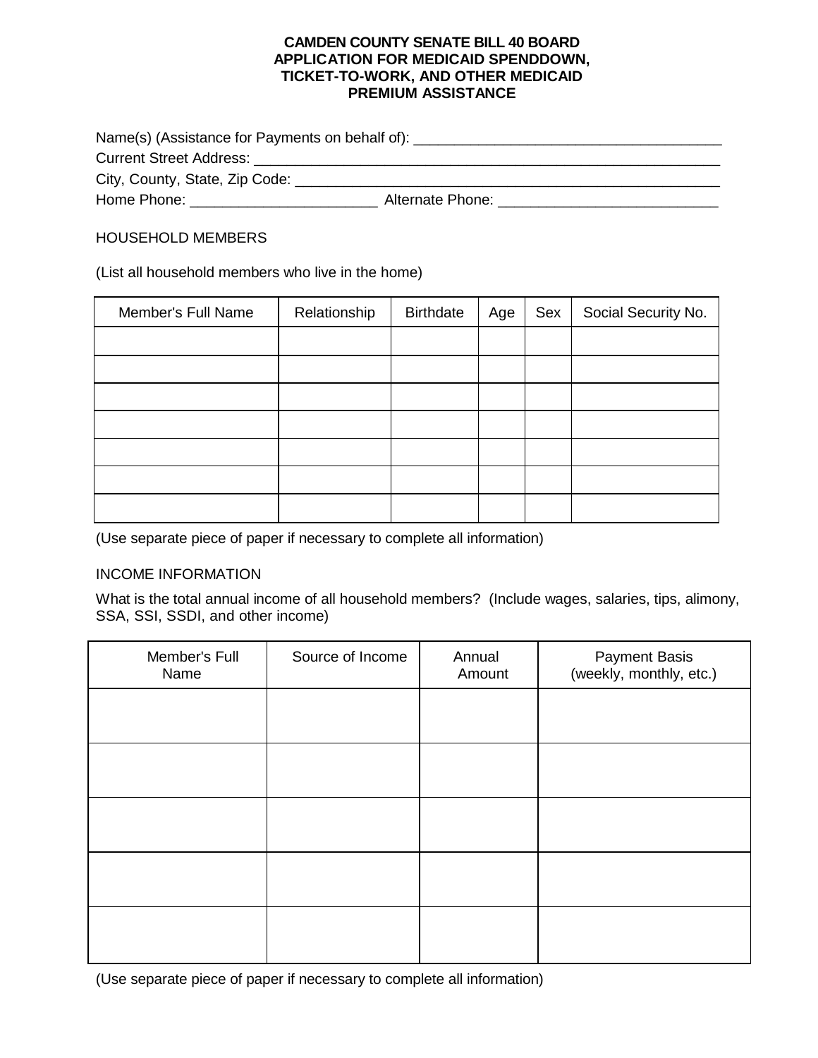# CAMDEN COUNTY SENATE BILL 40 BOARD
# APPLICATION FOR MEDICAID SPENDDOWN, TICKET-TO-WORK, AND OTHER MEDICAID PREMIUM ASSISTANCE

Name(s) (Assistance for Payments on behalf of): ______________________________________

Current Street Address: ___________________________________________________________

City, County, State, Zip Code: _____________________________________________________

Home Phone: _______________________ Alternate Phone: ___________________________

HOUSEHOLD MEMBERS

(List all household members who live in the home)

| Member's Full Name | Relationship | Birthdate | Age | Sex | Social Security No. |
|---|---|---|---|---|---|
| | | | | | |
| | | | | | |
| | | | | | |
| | | | | | |
| | | | | | |
| | | | | | |
| | | | | | |

(Use separate piece of paper if necessary to complete all information)

INCOME INFORMATION

What is the total annual income of all household members? (Include wages, salaries, tips, alimony, SSA, SSI, SSDI, and other income)

| Member's Full Name | Source of Income | Annual Amount | Payment Basis (weekly, monthly, etc.) |
|---|---|---|---|
| | | | |
| | | | |
| | | | |
| | | | |
| | | | |

(Use separate piece of paper if necessary to complete all information)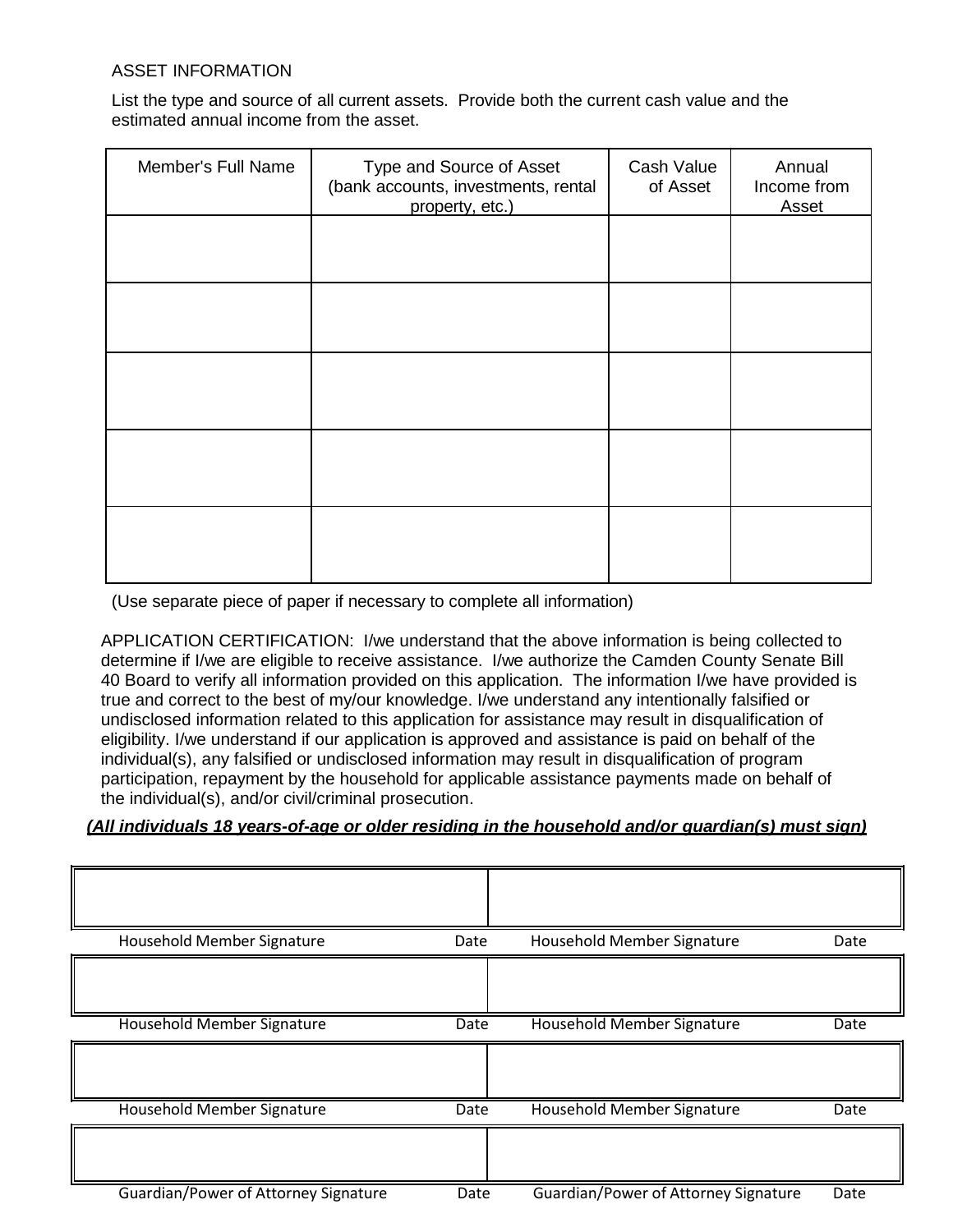## ASSET INFORMATION

List the type and source of all current assets. Provide both the current cash value and the estimated annual income from the asset.

| Member's Full Name | Type and Source of Asset (bank accounts, investments, rental property, etc.) | Cash Value of Asset | Annual Income from Asset |
|---|---|---|---|
| | | | |
| | | | |
| | | | |
| | | | |
| | | | |

(Use separate piece of paper if necessary to complete all information)

APPLICATION CERTIFICATION: I/we understand that the above information is being collected to determine if I/we are eligible to receive assistance. I/we authorize the Camden County Senate Bill 40 Board to verify all information provided on this application. The information I/we have provided is true and correct to the best of my/our knowledge. I/we understand any intentionally falsified or undisclosed information related to this application for assistance may result in disqualification of eligibility. I/we understand if our application is approved and assistance is paid on behalf of the individual(s), any falsified or undisclosed information may result in disqualification of program participation, repayment by the household for applicable assistance payments made on behalf of the individual(s), and/or civil/criminal prosecution.

***(All individuals 18 years-of-age or older residing in the household and/or guardian(s) must sign)***

| | |
|---|---|
| Household Member Signature Date | Household Member Signature Date |
| | |
| Household Member Signature Date | Household Member Signature Date |
| | |
| Household Member Signature Date | Household Member Signature Date |
| | |
| Guardian/Power of Attorney Signature Date | Guardian/Power of Attorney Signature Date |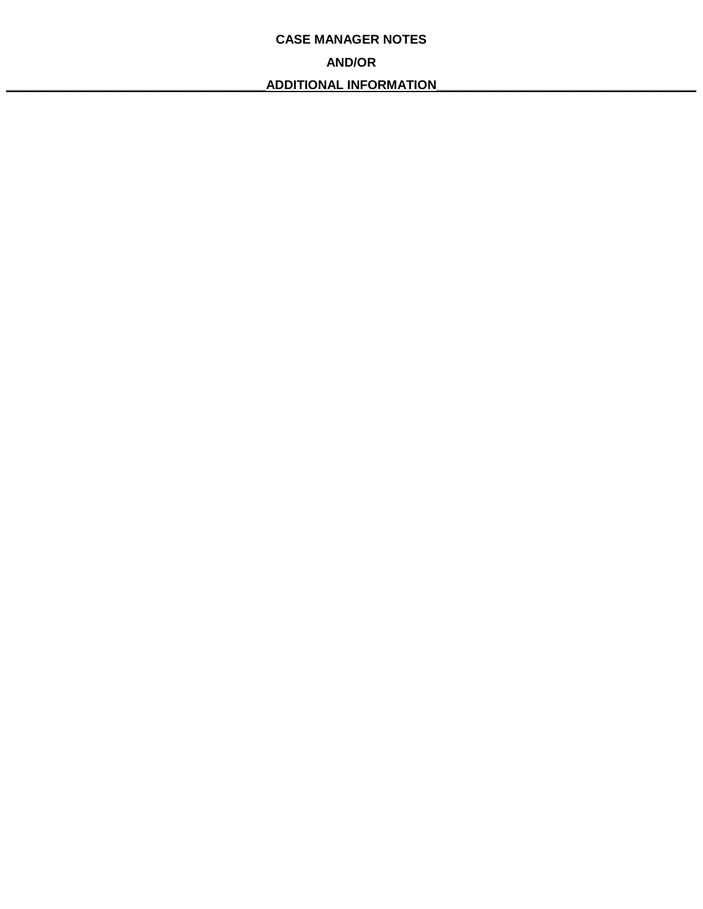**CASE MANAGER NOTES**

**AND/OR**

**ADDITIONAL INFORMATION**

---